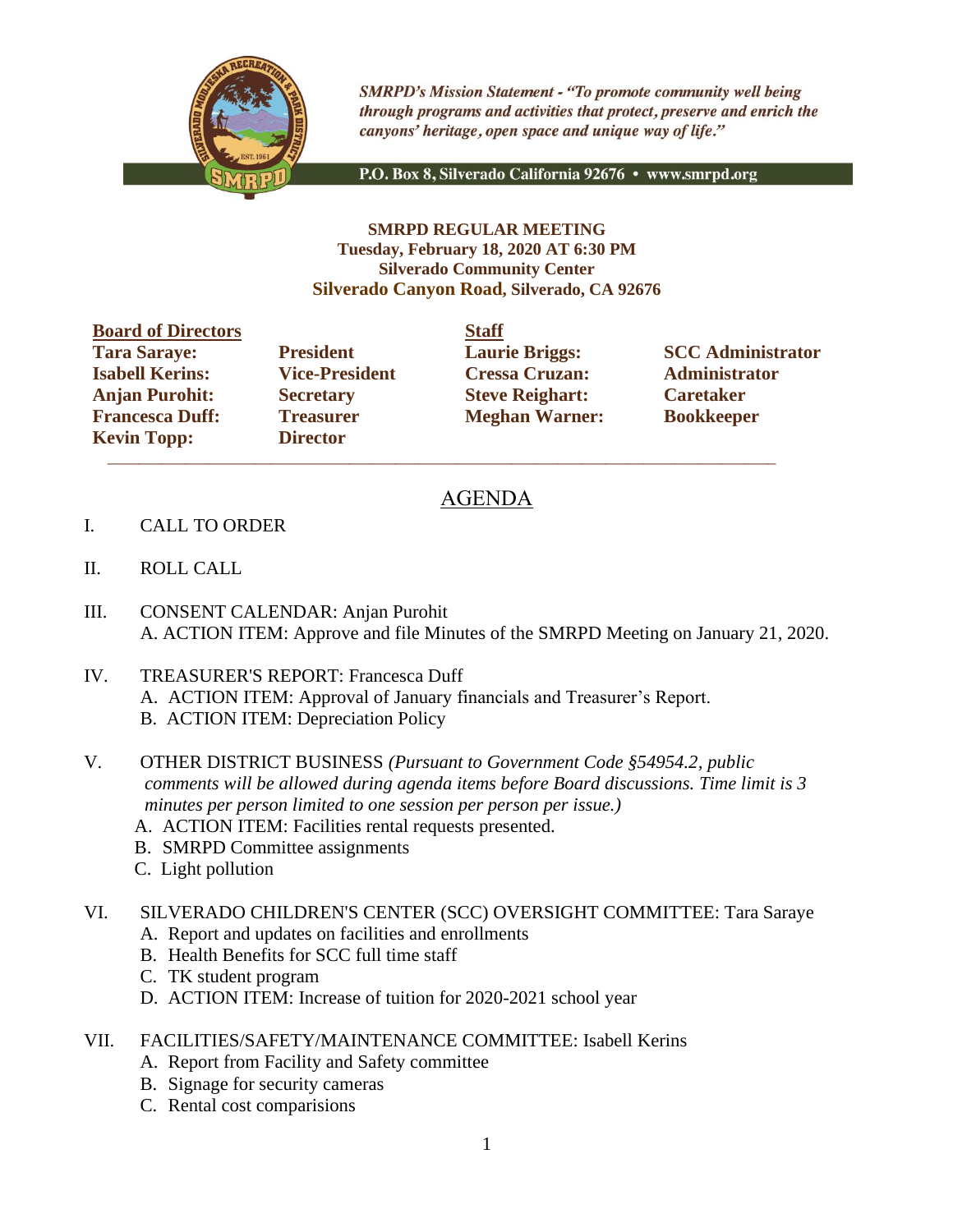*SMRPD's Mission Statement - "To promote community well being through programs and activities that protect, preserve and enrich the canyons' heritage, open space and unique way of life."*

P.O. Box 8, Silverado California 92676 • www.smrpd.org

**SMRPD REGULAR MEETING**
**Tuesday, February 18, 2020 AT 6:30 PM**
**Silverado Community Center**
**Silverado Canyon Road, Silverado, CA 92676**

| **Board of Directors** | | **Staff** | |
|---|---|---|---|
| **Tara Saraye:** | **President** | **Laurie Briggs:** | **SCC Administrator** |
| **Isabell Kerins:** | **Vice-President** | **Cressa Cruzan:** | **Administrator** |
| **Anjan Purohit:** | **Secretary** | **Steve Reighart:** | **Caretaker** |
| **Francesca Duff:** | **Treasurer** | **Meghan Warner:** | **Bookkeeper** |
| **Kevin Topp:** | **Director** | | |

# AGENDA

I. CALL TO ORDER

II. ROLL CALL

III. CONSENT CALENDAR: Anjan Purohit
   A. ACTION ITEM: Approve and file Minutes of the SMRPD Meeting on January 21, 2020.

IV. TREASURER'S REPORT: Francesca Duff
   A. ACTION ITEM: Approval of January financials and Treasurer's Report.
   B. ACTION ITEM: Depreciation Policy

V. OTHER DISTRICT BUSINESS *(Pursuant to Government Code §54954.2, public comments will be allowed during agenda items before Board discussions. Time limit is 3 minutes per person limited to one session per person per issue.)*
   A. ACTION ITEM: Facilities rental requests presented.
   B. SMRPD Committee assignments
   C. Light pollution

VI. SILVERADO CHILDREN'S CENTER (SCC) OVERSIGHT COMMITTEE: Tara Saraye
   A. Report and updates on facilities and enrollments
   B. Health Benefits for SCC full time staff
   C. TK student program
   D. ACTION ITEM: Increase of tuition for 2020-2021 school year

VII. FACILITIES/SAFETY/MAINTENANCE COMMITTEE: Isabell Kerins
   A. Report from Facility and Safety committee
   B. Signage for security cameras
   C. Rental cost comparisions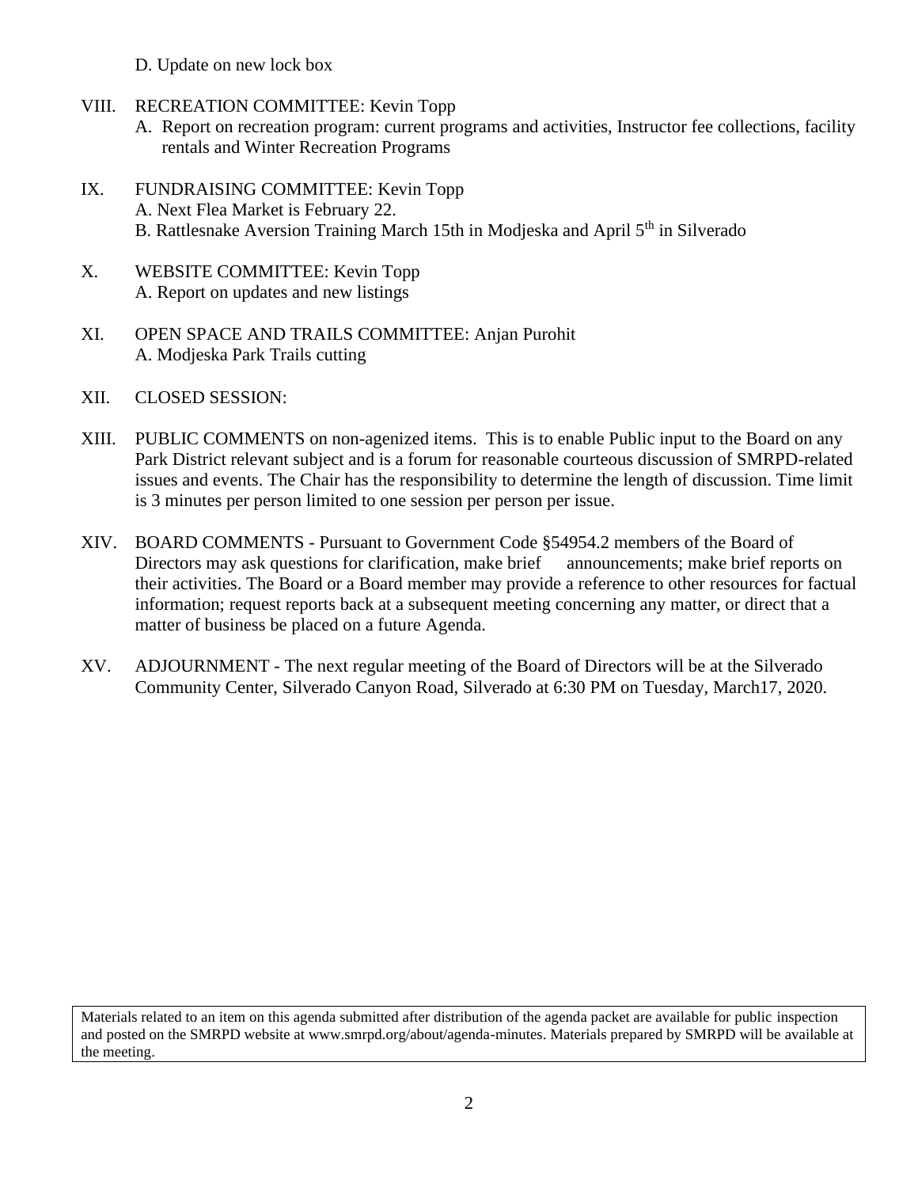D. Update on new lock box

VIII. RECREATION COMMITTEE: Kevin Topp
   A. Report on recreation program: current programs and activities, Instructor fee collections, facility rentals and Winter Recreation Programs

IX. FUNDRAISING COMMITTEE: Kevin Topp
   A. Next Flea Market is February 22.
   B. Rattlesnake Aversion Training March 15th in Modjeska and April 5th in Silverado

X. WEBSITE COMMITTEE: Kevin Topp
   A. Report on updates and new listings

XI. OPEN SPACE AND TRAILS COMMITTEE: Anjan Purohit
   A. Modjeska Park Trails cutting

XII. CLOSED SESSION:

XIII. PUBLIC COMMENTS on non-agenized items. This is to enable Public input to the Board on any Park District relevant subject and is a forum for reasonable courteous discussion of SMRPD-related issues and events. The Chair has the responsibility to determine the length of discussion. Time limit is 3 minutes per person limited to one session per person per issue.

XIV. BOARD COMMENTS - Pursuant to Government Code §54954.2 members of the Board of Directors may ask questions for clarification, make brief announcements; make brief reports on their activities. The Board or a Board member may provide a reference to other resources for factual information; request reports back at a subsequent meeting concerning any matter, or direct that a matter of business be placed on a future Agenda.

XV. ADJOURNMENT - The next regular meeting of the Board of Directors will be at the Silverado Community Center, Silverado Canyon Road, Silverado at 6:30 PM on Tuesday, March17, 2020.

Materials related to an item on this agenda submitted after distribution of the agenda packet are available for public inspection and posted on the SMRPD website at www.smrpd.org/about/agenda-minutes. Materials prepared by SMRPD will be available at the meeting.